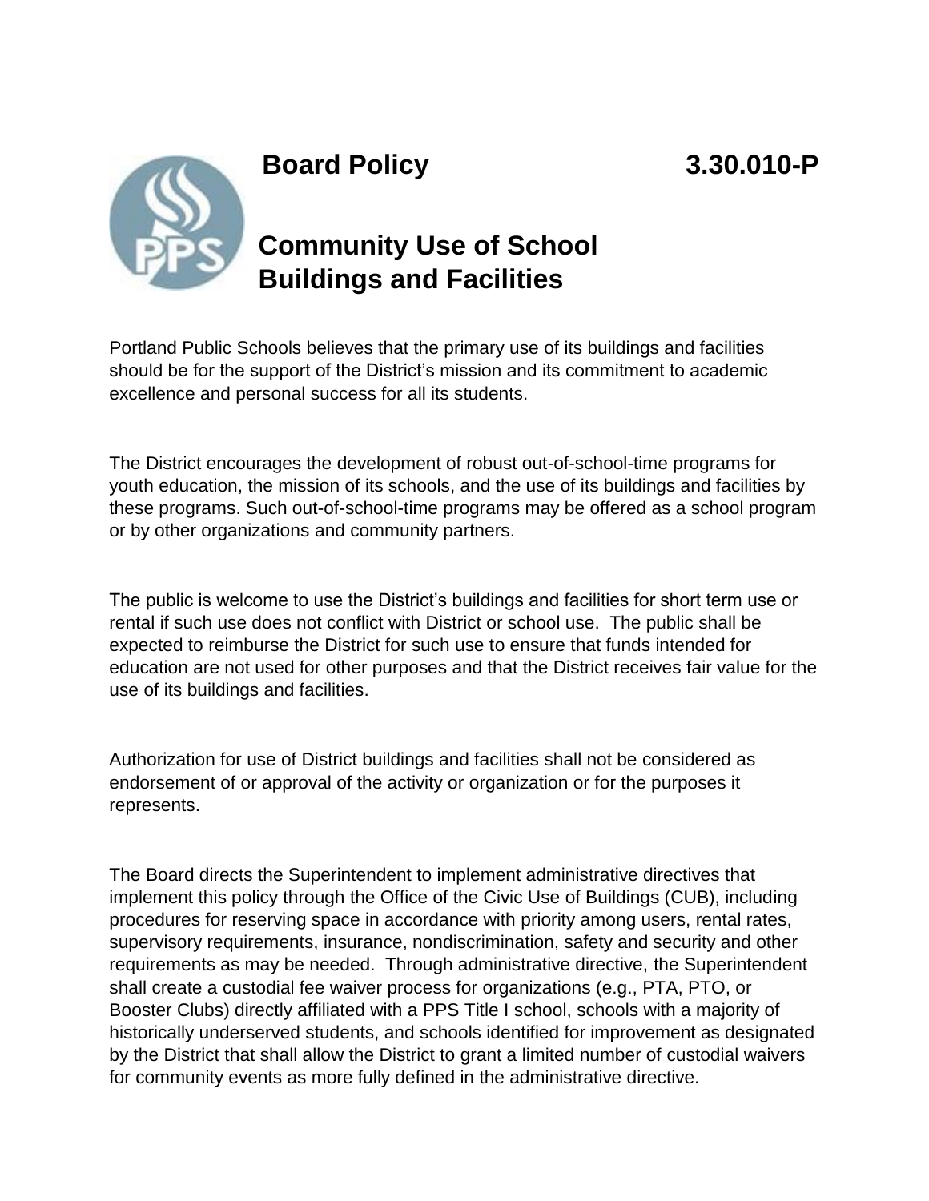# Board Policy 3.30.010-P

## Community Use of School Buildings and Facilities

Portland Public Schools believes that the primary use of its buildings and facilities should be for the support of the District's mission and its commitment to academic excellence and personal success for all its students.

The District encourages the development of robust out-of-school-time programs for youth education, the mission of its schools, and the use of its buildings and facilities by these programs. Such out-of-school-time programs may be offered as a school program or by other organizations and community partners.

The public is welcome to use the District's buildings and facilities for short term use or rental if such use does not conflict with District or school use. The public shall be expected to reimburse the District for such use to ensure that funds intended for education are not used for other purposes and that the District receives fair value for the use of its buildings and facilities.

Authorization for use of District buildings and facilities shall not be considered as endorsement of or approval of the activity or organization or for the purposes it represents.

The Board directs the Superintendent to implement administrative directives that implement this policy through the Office of the Civic Use of Buildings (CUB), including procedures for reserving space in accordance with priority among users, rental rates, supervisory requirements, insurance, nondiscrimination, safety and security and other requirements as may be needed. Through administrative directive, the Superintendent shall create a custodial fee waiver process for organizations (e.g., PTA, PTO, or Booster Clubs) directly affiliated with a PPS Title I school, schools with a majority of historically underserved students, and schools identified for improvement as designated by the District that shall allow the District to grant a limited number of custodial waivers for community events as more fully defined in the administrative directive.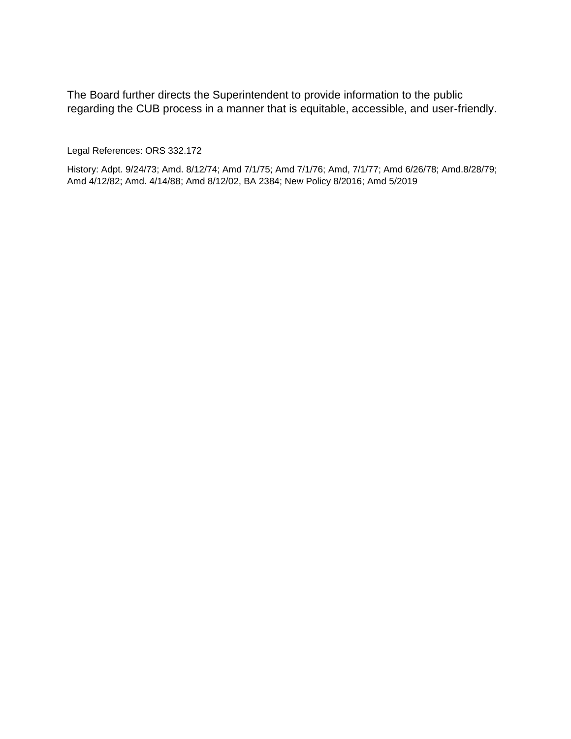The Board further directs the Superintendent to provide information to the public regarding the CUB process in a manner that is equitable, accessible, and user-friendly.

Legal References: ORS 332.172

History: Adpt. 9/24/73; Amd. 8/12/74; Amd 7/1/75; Amd 7/1/76; Amd, 7/1/77; Amd 6/26/78; Amd.8/28/79; Amd 4/12/82; Amd. 4/14/88; Amd 8/12/02, BA 2384; New Policy 8/2016; Amd 5/2019